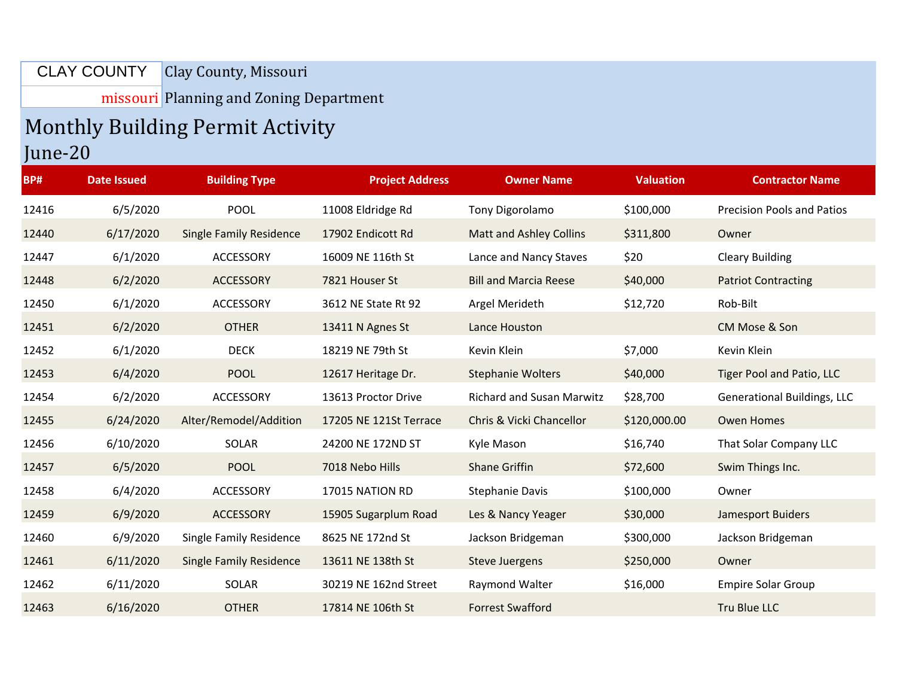CLAY COUNTY missouri

Clay County, Missouri

Planning and Zoning Department

# Monthly Building Permit Activity

## June-20

| BP# | Date Issued | Building Type | Project Address | Owner Name | Valuation | Contractor Name |
|---|---|---|---|---|---|---|
| 12416 | 6/5/2020 | POOL | 11008 Eldridge Rd | Tony Digorolamo | $100,000 | Precision Pools and Patios |
| 12440 | 6/17/2020 | Single Family Residence | 17902 Endicott Rd | Matt and Ashley Collins | $311,800 | Owner |
| 12447 | 6/1/2020 | ACCESSORY | 16009 NE 116th St | Lance and Nancy Staves | $20 | Cleary Building |
| 12448 | 6/2/2020 | ACCESSORY | 7821 Houser St | Bill and Marcia Reese | $40,000 | Patriot Contracting |
| 12450 | 6/1/2020 | ACCESSORY | 3612 NE State Rt 92 | Argel Merideth | $12,720 | Rob-Bilt |
| 12451 | 6/2/2020 | OTHER | 13411 N Agnes St | Lance Houston | | CM Mose & Son |
| 12452 | 6/1/2020 | DECK | 18219 NE 79th St | Kevin Klein | $7,000 | Kevin Klein |
| 12453 | 6/4/2020 | POOL | 12617 Heritage Dr. | Stephanie Wolters | $40,000 | Tiger Pool and Patio, LLC |
| 12454 | 6/2/2020 | ACCESSORY | 13613 Proctor Drive | Richard and Susan Marwitz | $28,700 | Generational Buildings, LLC |
| 12455 | 6/24/2020 | Alter/Remodel/Addition | 17205 NE 121St Terrace | Chris & Vicki Chancellor | $120,000.00 | Owen Homes |
| 12456 | 6/10/2020 | SOLAR | 24200 NE 172ND ST | Kyle Mason | $16,740 | That Solar Company LLC |
| 12457 | 6/5/2020 | POOL | 7018 Nebo Hills | Shane Griffin | $72,600 | Swim Things Inc. |
| 12458 | 6/4/2020 | ACCESSORY | 17015 NATION RD | Stephanie Davis | $100,000 | Owner |
| 12459 | 6/9/2020 | ACCESSORY | 15905 Sugarplum Road | Les & Nancy Yeager | $30,000 | Jamesport Buiders |
| 12460 | 6/9/2020 | Single Family Residence | 8625 NE 172nd St | Jackson Bridgeman | $300,000 | Jackson Bridgeman |
| 12461 | 6/11/2020 | Single Family Residence | 13611 NE 138th St | Steve Juergens | $250,000 | Owner |
| 12462 | 6/11/2020 | SOLAR | 30219 NE 162nd Street | Raymond Walter | $16,000 | Empire Solar Group |
| 12463 | 6/16/2020 | OTHER | 17814 NE 106th St | Forrest Swafford | | Tru Blue LLC |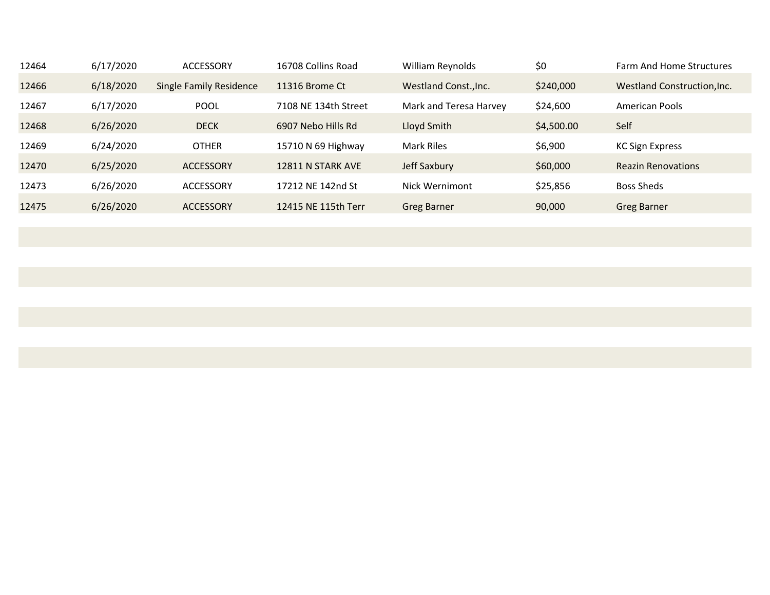| | | | | | | |
|---|---|---|---|---|---|---|
| 12464 | 6/17/2020 | ACCESSORY | 16708 Collins Road | William Reynolds | $0 | Farm And Home Structures |
| 12466 | 6/18/2020 | Single Family Residence | 11316 Brome Ct | Westland Const.,Inc. | $240,000 | Westland Construction,Inc. |
| 12467 | 6/17/2020 | POOL | 7108 NE 134th Street | Mark and Teresa Harvey | $24,600 | American Pools |
| 12468 | 6/26/2020 | DECK | 6907 Nebo Hills Rd | Lloyd Smith | $4,500.00 | Self |
| 12469 | 6/24/2020 | OTHER | 15710 N 69 Highway | Mark Riles | $6,900 | KC Sign Express |
| 12470 | 6/25/2020 | ACCESSORY | 12811 N STARK AVE | Jeff Saxbury | $60,000 | Reazin Renovations |
| 12473 | 6/26/2020 | ACCESSORY | 17212 NE 142nd St | Nick Wernimont | $25,856 | Boss Sheds |
| 12475 | 6/26/2020 | ACCESSORY | 12415 NE 115th Terr | Greg Barner | 90,000 | Greg Barner |